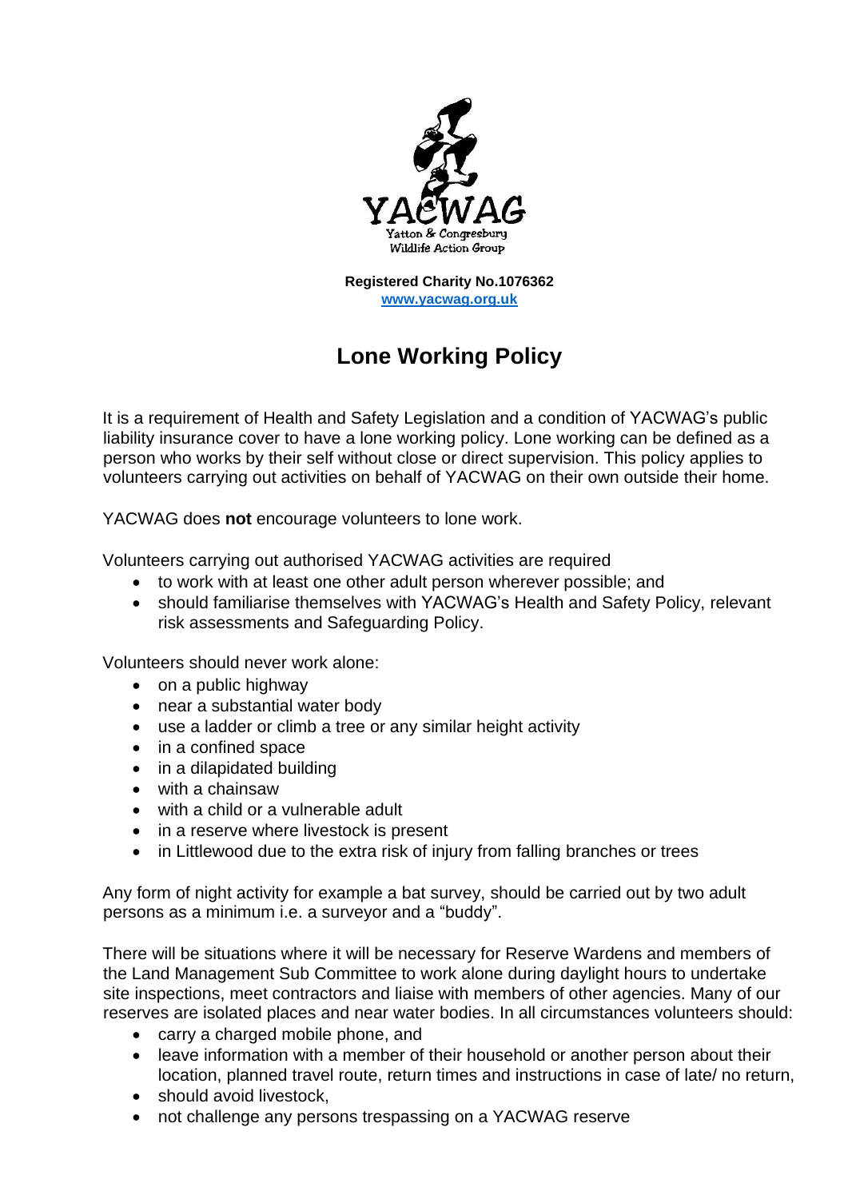YACWAG

Yatton & Congresbury Wildlife Action Group

**Registered Charity No.1076362**
**www.yacwag.org.uk**

# Lone Working Policy

It is a requirement of Health and Safety Legislation and a condition of YACWAG's public liability insurance cover to have a lone working policy. Lone working can be defined as a person who works by their self without close or direct supervision. This policy applies to volunteers carrying out activities on behalf of YACWAG on their own outside their home.

YACWAG does **not** encourage volunteers to lone work.

Volunteers carrying out authorised YACWAG activities are required

- to work with at least one other adult person wherever possible; and
- should familiarise themselves with YACWAG's Health and Safety Policy, relevant risk assessments and Safeguarding Policy.

Volunteers should never work alone:

- on a public highway
- near a substantial water body
- use a ladder or climb a tree or any similar height activity
- in a confined space
- in a dilapidated building
- with a chainsaw
- with a child or a vulnerable adult
- in a reserve where livestock is present
- in Littlewood due to the extra risk of injury from falling branches or trees

Any form of night activity for example a bat survey, should be carried out by two adult persons as a minimum i.e. a surveyor and a "buddy".

There will be situations where it will be necessary for Reserve Wardens and members of the Land Management Sub Committee to work alone during daylight hours to undertake site inspections, meet contractors and liaise with members of other agencies. Many of our reserves are isolated places and near water bodies. In all circumstances volunteers should:

- carry a charged mobile phone, and
- leave information with a member of their household or another person about their location, planned travel route, return times and instructions in case of late/ no return,
- should avoid livestock,
- not challenge any persons trespassing on a YACWAG reserve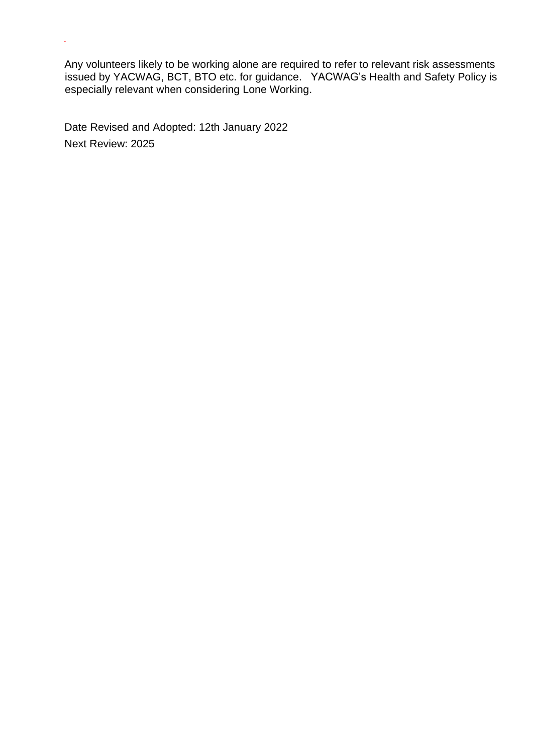Any volunteers likely to be working alone are required to refer to relevant risk assessments issued by YACWAG, BCT, BTO etc. for guidance. YACWAG's Health and Safety Policy is especially relevant when considering Lone Working.

Date Revised and Adopted: 12th January 2022

Next Review: 2025